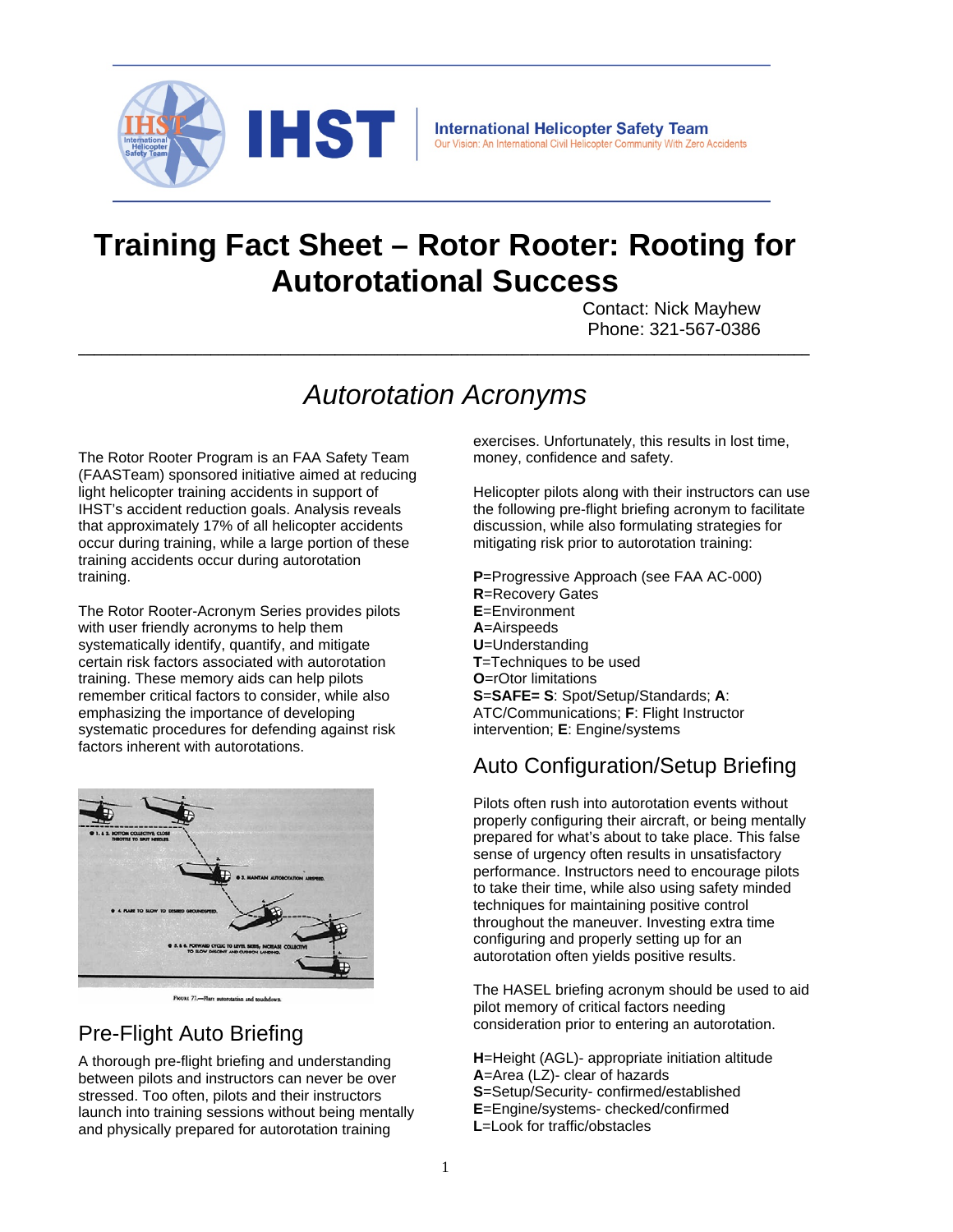International Helicopter Safety Team

Our Vision: An International Civil Helicopter Community With Zero Accidents

# Training Fact Sheet – Rotor Rooter: Rooting for Autorotational Success

Contact: Nick Mayhew
Phone: 321-567-0386

## *Autorotation Acronyms*

The Rotor Rooter Program is an FAA Safety Team (FAASTeam) sponsored initiative aimed at reducing light helicopter training accidents in support of IHST's accident reduction goals. Analysis reveals that approximately 17% of all helicopter accidents occur during training, while a large portion of these training accidents occur during autorotation training.

The Rotor Rooter-Acronym Series provides pilots with user friendly acronyms to help them systematically identify, quantify, and mitigate certain risk factors associated with autorotation training. These memory aids can help pilots remember critical factors to consider, while also emphasizing the importance of developing systematic procedures for defending against risk factors inherent with autorotations.

FIGURE 77.—Flare autorotation and touchdown.

### Pre-Flight Auto Briefing

A thorough pre-flight briefing and understanding between pilots and instructors can never be over stressed. Too often, pilots and their instructors launch into training sessions without being mentally and physically prepared for autorotation training exercises. Unfortunately, this results in lost time, money, confidence and safety.

Helicopter pilots along with their instructors can use the following pre-flight briefing acronym to facilitate discussion, while also formulating strategies for mitigating risk prior to autorotation training:

**P**=Progressive Approach (see FAA AC-000)
**R**=Recovery Gates
**E**=Environment
**A**=Airspeeds
**U**=Understanding
**T**=Techniques to be used
**O**=rOtor limitations
**S**=**SAFE= S**: Spot/Setup/Standards; **A**: ATC/Communications; **F**: Flight Instructor intervention; **E**: Engine/systems

### Auto Configuration/Setup Briefing

Pilots often rush into autorotation events without properly configuring their aircraft, or being mentally prepared for what's about to take place. This false sense of urgency often results in unsatisfactory performance. Instructors need to encourage pilots to take their time, while also using safety minded techniques for maintaining positive control throughout the maneuver. Investing extra time configuring and properly setting up for an autorotation often yields positive results.

The HASEL briefing acronym should be used to aid pilot memory of critical factors needing consideration prior to entering an autorotation.

**H**=Height (AGL)- appropriate initiation altitude
**A**=Area (LZ)- clear of hazards
**S**=Setup/Security- confirmed/established
**E**=Engine/systems- checked/confirmed
**L**=Look for traffic/obstacles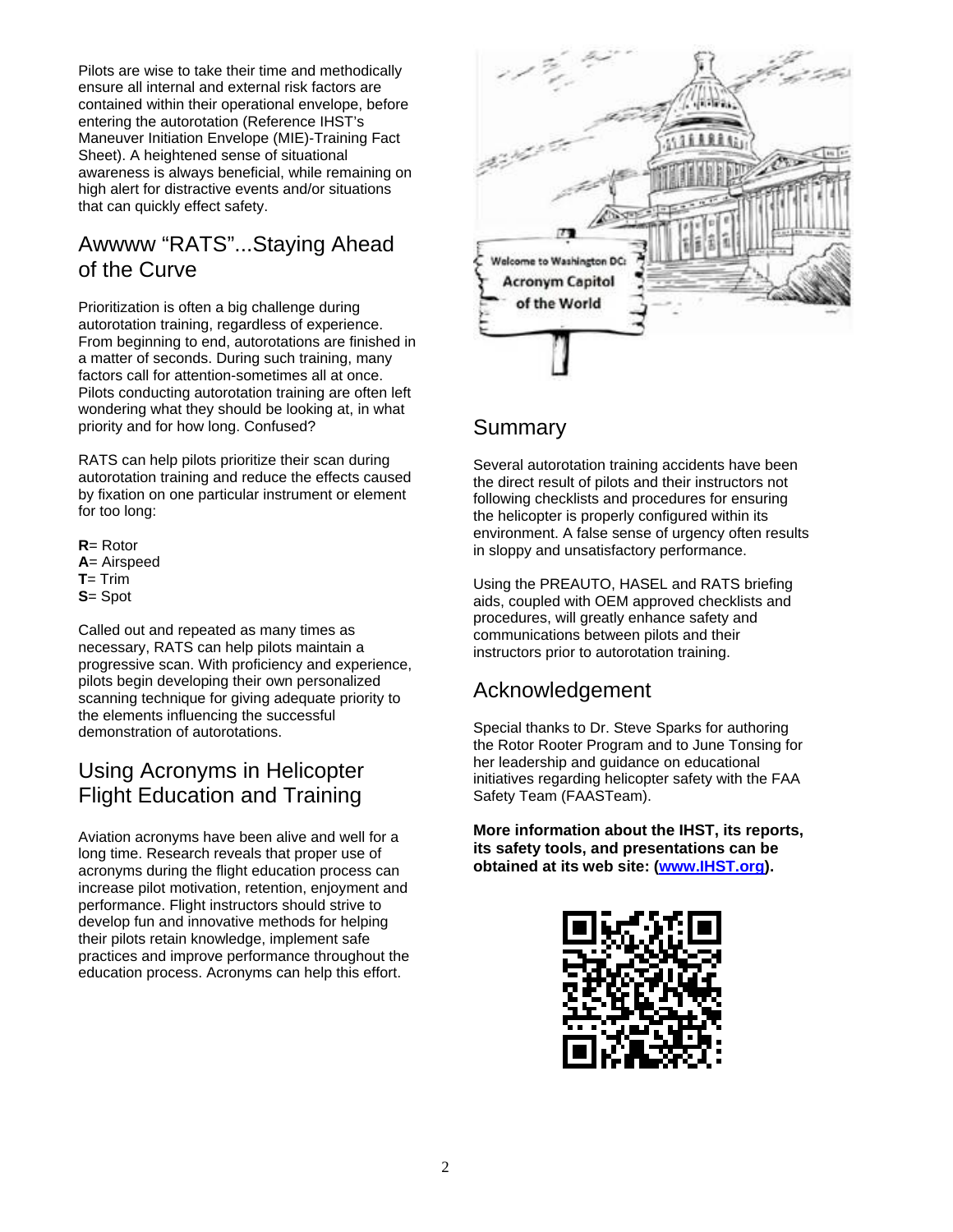Pilots are wise to take their time and methodically ensure all internal and external risk factors are contained within their operational envelope, before entering the autorotation (Reference IHST's Maneuver Initiation Envelope (MIE)-Training Fact Sheet). A heightened sense of situational awareness is always beneficial, while remaining on high alert for distractive events and/or situations that can quickly effect safety.

## Awwww "RATS"...Staying Ahead of the Curve

Prioritization is often a big challenge during autorotation training, regardless of experience. From beginning to end, autorotations are finished in a matter of seconds. During such training, many factors call for attention-sometimes all at once. Pilots conducting autorotation training are often left wondering what they should be looking at, in what priority and for how long. Confused?

RATS can help pilots prioritize their scan during autorotation training and reduce the effects caused by fixation on one particular instrument or element for too long:

**R**= Rotor
**A**= Airspeed
**T**= Trim
**S**= Spot

Called out and repeated as many times as necessary, RATS can help pilots maintain a progressive scan. With proficiency and experience, pilots begin developing their own personalized scanning technique for giving adequate priority to the elements influencing the successful demonstration of autorotations.

## Using Acronyms in Helicopter Flight Education and Training

Aviation acronyms have been alive and well for a long time. Research reveals that proper use of acronyms during the flight education process can increase pilot motivation, retention, enjoyment and performance. Flight instructors should strive to develop fun and innovative methods for helping their pilots retain knowledge, implement safe practices and improve performance throughout the education process. Acronyms can help this effort.

## Summary

Several autorotation training accidents have been the direct result of pilots and their instructors not following checklists and procedures for ensuring the helicopter is properly configured within its environment. A false sense of urgency often results in sloppy and unsatisfactory performance.

Using the PREAUTO, HASEL and RATS briefing aids, coupled with OEM approved checklists and procedures, will greatly enhance safety and communications between pilots and their instructors prior to autorotation training.

## Acknowledgement

Special thanks to Dr. Steve Sparks for authoring the Rotor Rooter Program and to June Tonsing for her leadership and guidance on educational initiatives regarding helicopter safety with the FAA Safety Team (FAASTeam).

**More information about the IHST, its reports, its safety tools, and presentations can be obtained at its web site: (www.IHST.org).**